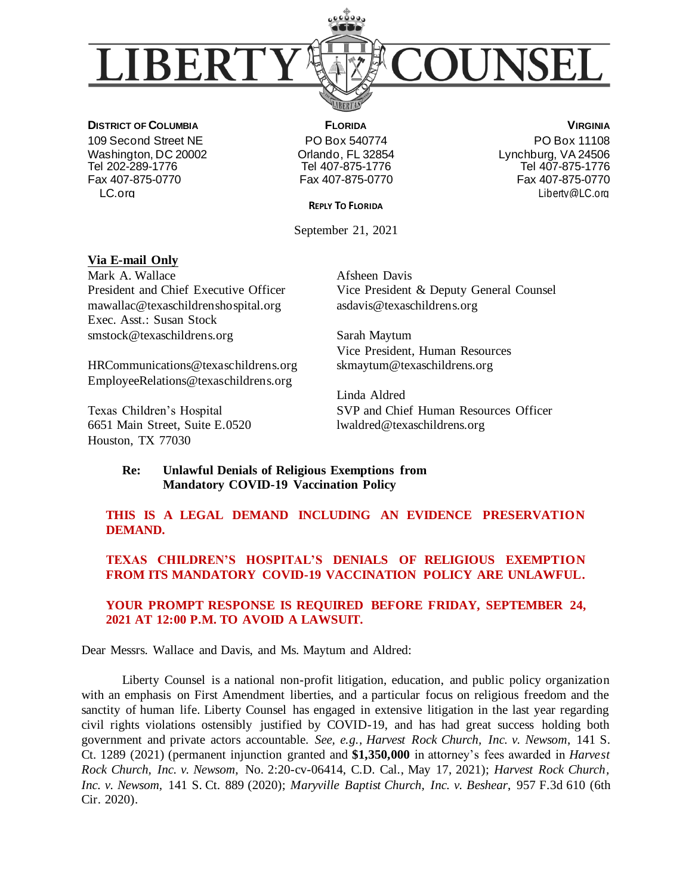# LIBERTY COUNSEL

**DISTRICT OF COLUMBIA**
109 Second Street NE
Washington, DC 20002
Tel 202-289-1776
Fax 407-875-0770
LC.org

**FLORIDA**
PO Box 540774
Orlando, FL 32854
Tel 407-875-1776
Fax 407-875-0770

**VIRGINIA**
PO Box 11108
Lynchburg, VA 24506
Tel 407-875-1776
Fax 407-875-0770
Liberty@LC.org

**REPLY TO FLORIDA**

September 21, 2021

**Via E-mail Only**

Mark A. Wallace
President and Chief Executive Officer
mawallac@texaschildrenshospital.org
Exec. Asst.: Susan Stock
smstock@texaschildrens.org

HRCommunications@texaschildrens.org
EmployeeRelations@texaschildrens.org

Texas Children's Hospital
6651 Main Street, Suite E.0520
Houston, TX 77030

Afsheen Davis
Vice President & Deputy General Counsel
asdavis@texaschildrens.org

Sarah Maytum
Vice President, Human Resources
skmaytum@texaschildrens.org

Linda Aldred
SVP and Chief Human Resources Officer
lwaldred@texaschildrens.org

**Re: Unlawful Denials of Religious Exemptions from Mandatory COVID-19 Vaccination Policy**

**THIS IS A LEGAL DEMAND INCLUDING AN EVIDENCE PRESERVATION DEMAND.**

**TEXAS CHILDREN'S HOSPITAL'S DENIALS OF RELIGIOUS EXEMPTION FROM ITS MANDATORY COVID-19 VACCINATION POLICY ARE UNLAWFUL.**

**YOUR PROMPT RESPONSE IS REQUIRED BEFORE FRIDAY, SEPTEMBER 24, 2021 AT 12:00 P.M. TO AVOID A LAWSUIT.**

Dear Messrs. Wallace and Davis, and Ms. Maytum and Aldred:

Liberty Counsel is a national non-profit litigation, education, and public policy organization with an emphasis on First Amendment liberties, and a particular focus on religious freedom and the sanctity of human life. Liberty Counsel has engaged in extensive litigation in the last year regarding civil rights violations ostensibly justified by COVID-19, and has had great success holding both government and private actors accountable. *See, e.g.*, *Harvest Rock Church, Inc. v. Newsom*, 141 S. Ct. 1289 (2021) (permanent injunction granted and **$1,350,000** in attorney's fees awarded in *Harvest Rock Church, Inc. v. Newsom*, No. 2:20-cv-06414, C.D. Cal., May 17, 2021); *Harvest Rock Church, Inc. v. Newsom*, 141 S. Ct. 889 (2020); *Maryville Baptist Church, Inc. v. Beshear*, 957 F.3d 610 (6th Cir. 2020).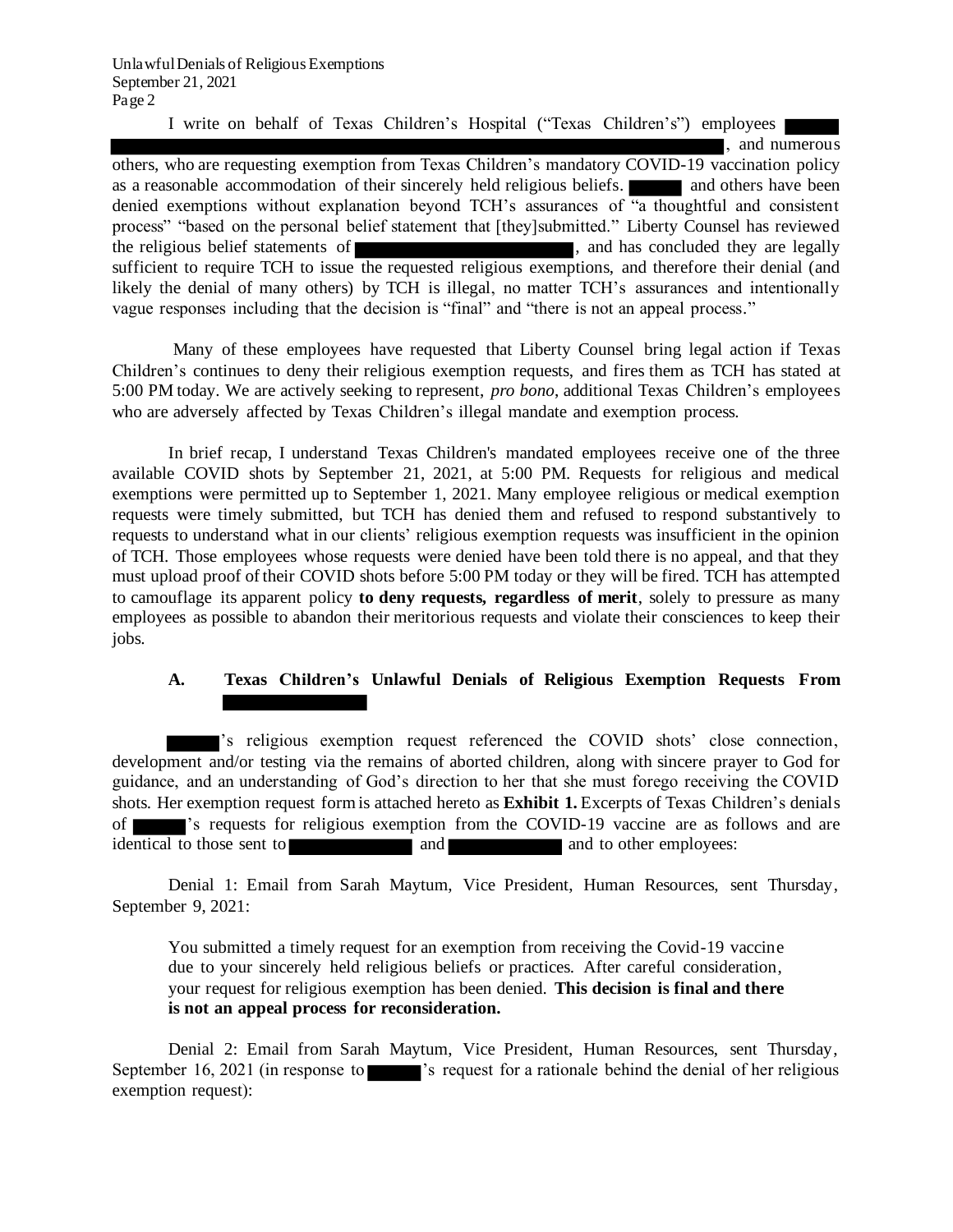I write on behalf of Texas Children's Hospital ("Texas Children's") employees ██████ ████████████████████████████████████████████████████████████, and numerous others, who are requesting exemption from Texas Children's mandatory COVID-19 vaccination policy as a reasonable accommodation of their sincerely held religious beliefs. ██████ and others have been denied exemptions without explanation beyond TCH's assurances of "a thoughtful and consistent process" "based on the personal belief statement that [they]submitted." Liberty Counsel has reviewed the religious belief statements of ████████████████████████, and has concluded they are legally sufficient to require TCH to issue the requested religious exemptions, and therefore their denial (and likely the denial of many others) by TCH is illegal, no matter TCH's assurances and intentionally vague responses including that the decision is "final" and "there is not an appeal process."

Many of these employees have requested that Liberty Counsel bring legal action if Texas Children's continues to deny their religious exemption requests, and fires them as TCH has stated at 5:00 PM today. We are actively seeking to represent, *pro bono*, additional Texas Children's employees who are adversely affected by Texas Children's illegal mandate and exemption process.

In brief recap, I understand Texas Children's mandated employees receive one of the three available COVID shots by September 21, 2021, at 5:00 PM. Requests for religious and medical exemptions were permitted up to September 1, 2021. Many employee religious or medical exemption requests were timely submitted, but TCH has denied them and refused to respond substantively to requests to understand what in our clients' religious exemption requests was insufficient in the opinion of TCH. Those employees whose requests were denied have been told there is no appeal, and that they must upload proof of their COVID shots before 5:00 PM today or they will be fired. TCH has attempted to camouflage its apparent policy **to deny requests, regardless of merit**, solely to pressure as many employees as possible to abandon their meritorious requests and violate their consciences to keep their jobs.

### A. Texas Children's Unlawful Denials of Religious Exemption Requests From ████████████

██████'s religious exemption request referenced the COVID shots' close connection, development and/or testing via the remains of aborted children, along with sincere prayer to God for guidance, and an understanding of God's direction to her that she must forego receiving the COVID shots. Her exemption request form is attached hereto as **Exhibit 1.** Excerpts of Texas Children's denials of ██████'s requests for religious exemption from the COVID-19 vaccine are as follows and are identical to those sent to ████████████ and ████████████ and to other employees:

Denial 1: Email from Sarah Maytum, Vice President, Human Resources, sent Thursday, September 9, 2021:

> You submitted a timely request for an exemption from receiving the Covid-19 vaccine due to your sincerely held religious beliefs or practices. After careful consideration, your request for religious exemption has been denied. **This decision is final and there is not an appeal process for reconsideration.**

Denial 2: Email from Sarah Maytum, Vice President, Human Resources, sent Thursday, September 16, 2021 (in response to ██████'s request for a rationale behind the denial of her religious exemption request):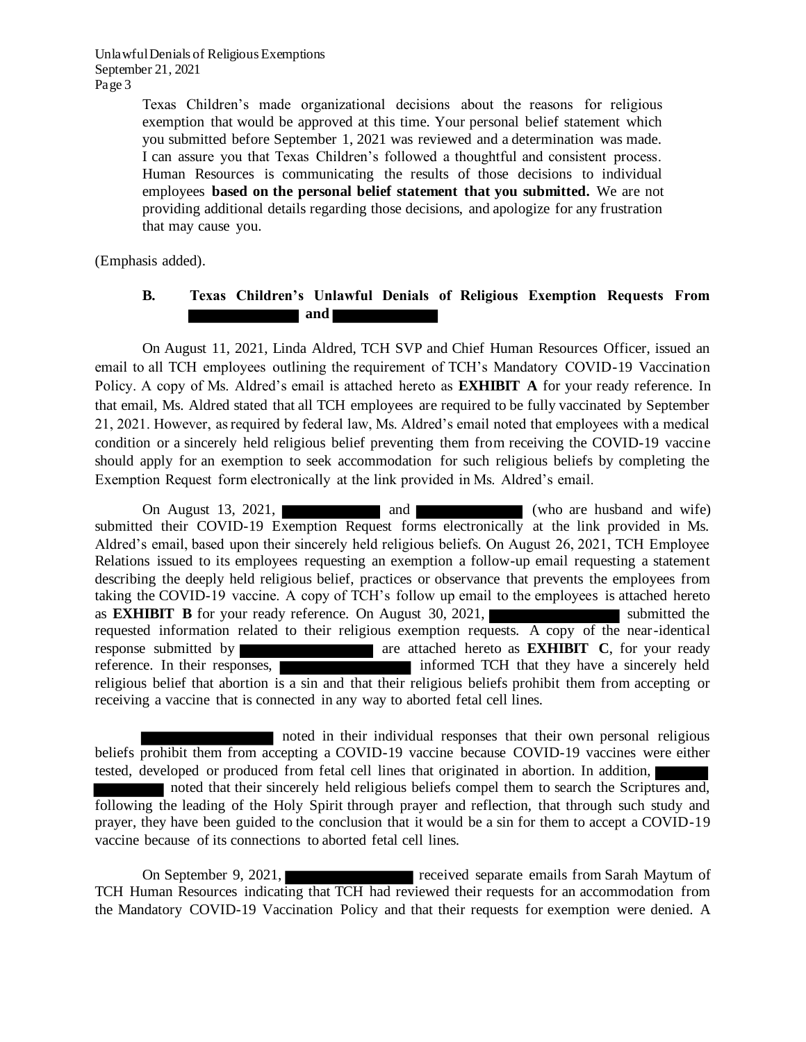> Texas Children's made organizational decisions about the reasons for religious exemption that would be approved at this time. Your personal belief statement which you submitted before September 1, 2021 was reviewed and a determination was made. I can assure you that Texas Children's followed a thoughtful and consistent process. Human Resources is communicating the results of those decisions to individual employees **based on the personal belief statement that you submitted.** We are not providing additional details regarding those decisions, and apologize for any frustration that may cause you.

(Emphasis added).

### B. Texas Children's Unlawful Denials of Religious Exemption Requests From ██████████ and ██████████

On August 11, 2021, Linda Aldred, TCH SVP and Chief Human Resources Officer, issued an email to all TCH employees outlining the requirement of TCH's Mandatory COVID-19 Vaccination Policy. A copy of Ms. Aldred's email is attached hereto as **EXHIBIT A** for your ready reference. In that email, Ms. Aldred stated that all TCH employees are required to be fully vaccinated by September 21, 2021. However, as required by federal law, Ms. Aldred's email noted that employees with a medical condition or a sincerely held religious belief preventing them from receiving the COVID-19 vaccine should apply for an exemption to seek accommodation for such religious beliefs by completing the Exemption Request form electronically at the link provided in Ms. Aldred's email.

On August 13, 2021, ██████████ and ██████████ (who are husband and wife) submitted their COVID-19 Exemption Request forms electronically at the link provided in Ms. Aldred's email, based upon their sincerely held religious beliefs. On August 26, 2021, TCH Employee Relations issued to its employees requesting an exemption a follow-up email requesting a statement describing the deeply held religious belief, practices or observance that prevents the employees from taking the COVID-19 vaccine. A copy of TCH's follow up email to the employees is attached hereto as **EXHIBIT B** for your ready reference. On August 30, 2021, ██████████ submitted the requested information related to their religious exemption requests. A copy of the near-identical response submitted by ██████████ are attached hereto as **EXHIBIT C**, for your ready reference. In their responses, ██████████ informed TCH that they have a sincerely held religious belief that abortion is a sin and that their religious beliefs prohibit them from accepting or receiving a vaccine that is connected in any way to aborted fetal cell lines.

██████████ noted in their individual responses that their own personal religious beliefs prohibit them from accepting a COVID-19 vaccine because COVID-19 vaccines were either tested, developed or produced from fetal cell lines that originated in abortion. In addition, ██████████ noted that their sincerely held religious beliefs compel them to search the Scriptures and, following the leading of the Holy Spirit through prayer and reflection, that through such study and prayer, they have been guided to the conclusion that it would be a sin for them to accept a COVID-19 vaccine because of its connections to aborted fetal cell lines.

On September 9, 2021, ██████████ received separate emails from Sarah Maytum of TCH Human Resources indicating that TCH had reviewed their requests for an accommodation from the Mandatory COVID-19 Vaccination Policy and that their requests for exemption were denied. A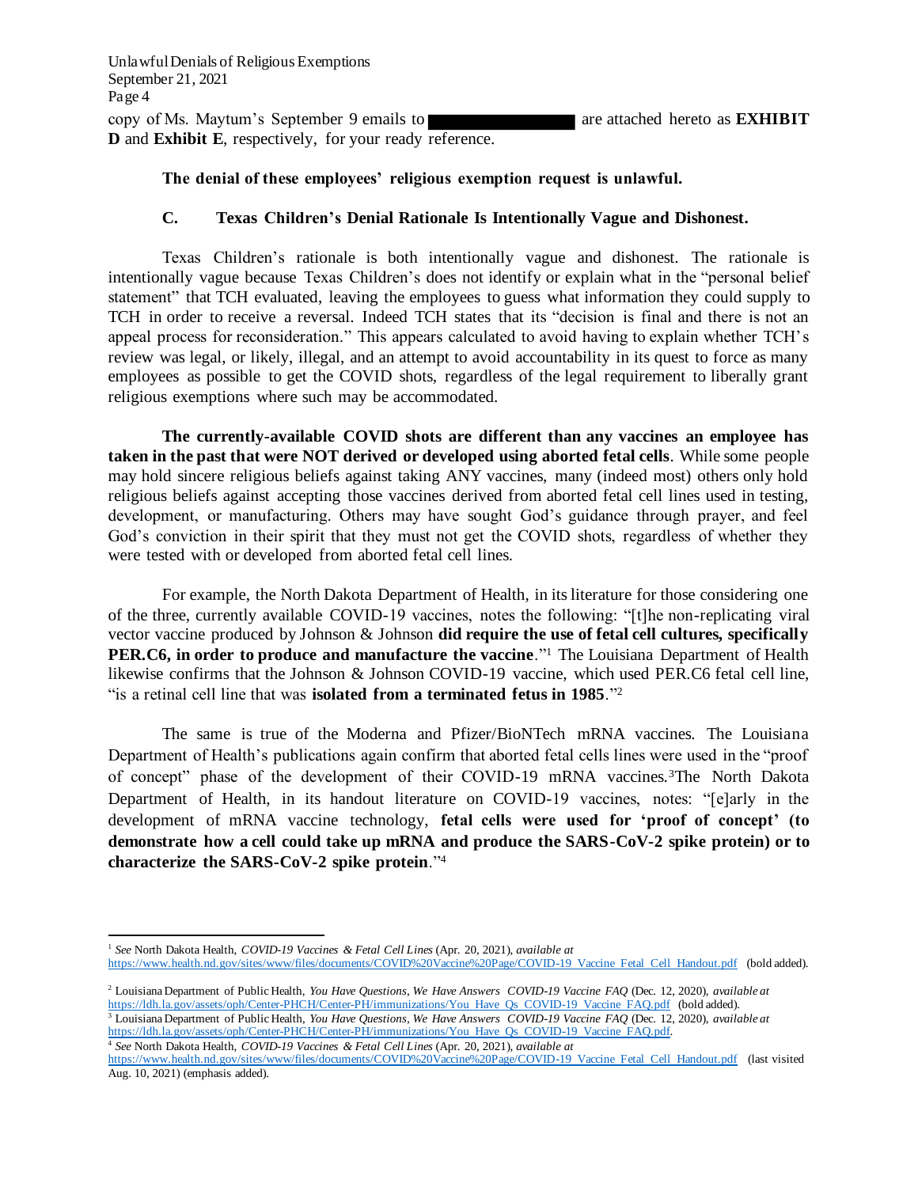copy of Ms. Maytum's September 9 emails to [REDACTED] are attached hereto as **EXHIBIT D** and **Exhibit E**, respectively, for your ready reference.

**The denial of these employees' religious exemption request is unlawful.**

### C. Texas Children's Denial Rationale Is Intentionally Vague and Dishonest.

Texas Children's rationale is both intentionally vague and dishonest. The rationale is intentionally vague because Texas Children's does not identify or explain what in the "personal belief statement" that TCH evaluated, leaving the employees to guess what information they could supply to TCH in order to receive a reversal. Indeed TCH states that its "decision is final and there is not an appeal process for reconsideration." This appears calculated to avoid having to explain whether TCH's review was legal, or likely, illegal, and an attempt to avoid accountability in its quest to force as many employees as possible to get the COVID shots, regardless of the legal requirement to liberally grant religious exemptions where such may be accommodated.

**The currently-available COVID shots are different than any vaccines an employee has taken in the past that were NOT derived or developed using aborted fetal cells**. While some people may hold sincere religious beliefs against taking ANY vaccines, many (indeed most) others only hold religious beliefs against accepting those vaccines derived from aborted fetal cell lines used in testing, development, or manufacturing. Others may have sought God's guidance through prayer, and feel God's conviction in their spirit that they must not get the COVID shots, regardless of whether they were tested with or developed from aborted fetal cell lines.

For example, the North Dakota Department of Health, in its literature for those considering one of the three, currently available COVID-19 vaccines, notes the following: "[t]he non-replicating viral vector vaccine produced by Johnson & Johnson **did require the use of fetal cell cultures, specifically PER.C6, in order to produce and manufacture the vaccine**."[1] The Louisiana Department of Health likewise confirms that the Johnson & Johnson COVID-19 vaccine, which used PER.C6 fetal cell line, "is a retinal cell line that was **isolated from a terminated fetus in 1985**."[2]

The same is true of the Moderna and Pfizer/BioNTech mRNA vaccines. The Louisiana Department of Health's publications again confirm that aborted fetal cells lines were used in the "proof of concept" phase of the development of their COVID-19 mRNA vaccines.[3]The North Dakota Department of Health, in its handout literature on COVID-19 vaccines, notes: "[e]arly in the development of mRNA vaccine technology, **fetal cells were used for 'proof of concept' (to demonstrate how a cell could take up mRNA and produce the SARS-CoV-2 spike protein) or to characterize the SARS-CoV-2 spike protein**."[4]

---

[1] *See* North Dakota Health, *COVID-19 Vaccines & Fetal Cell Lines* (Apr. 20, 2021), *available at* https://www.health.nd.gov/sites/www/files/documents/COVID%20Vaccine%20Page/COVID-19_Vaccine_Fetal_Cell_Handout.pdf (bold added).

[2] Louisiana Department of Public Health, *You Have Questions, We Have Answers COVID-19 Vaccine FAQ* (Dec. 12, 2020), *available at* https://ldh.la.gov/assets/oph/Center-PHCH/Center-PH/immunizations/You_Have_Qs_COVID-19_Vaccine_FAQ.pdf (bold added).

[3] Louisiana Department of Public Health, *You Have Questions, We Have Answers COVID-19 Vaccine FAQ* (Dec. 12, 2020), *available at* https://ldh.la.gov/assets/oph/Center-PHCH/Center-PH/immunizations/You_Have_Qs_COVID-19_Vaccine_FAQ.pdf.

[4] *See* North Dakota Health, *COVID-19 Vaccines & Fetal Cell Lines* (Apr. 20, 2021), *available at* https://www.health.nd.gov/sites/www/files/documents/COVID%20Vaccine%20Page/COVID-19_Vaccine_Fetal_Cell_Handout.pdf (last visited Aug. 10, 2021) (emphasis added).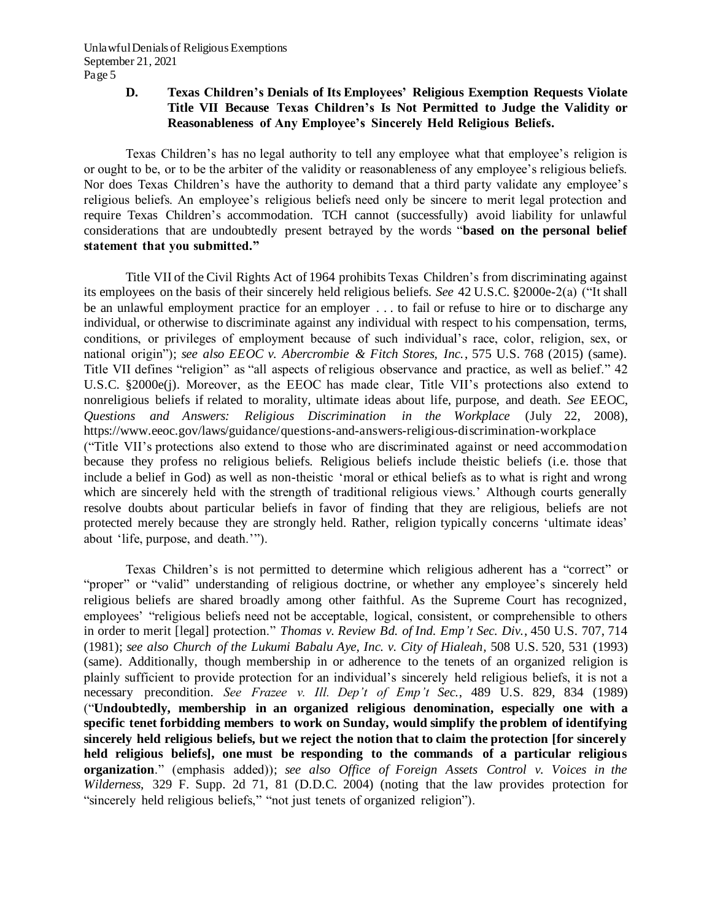### D. Texas Children's Denials of Its Employees' Religious Exemption Requests Violate Title VII Because Texas Children's Is Not Permitted to Judge the Validity or Reasonableness of Any Employee's Sincerely Held Religious Beliefs.

Texas Children's has no legal authority to tell any employee what that employee's religion is or ought to be, or to be the arbiter of the validity or reasonableness of any employee's religious beliefs. Nor does Texas Children's have the authority to demand that a third party validate any employee's religious beliefs. An employee's religious beliefs need only be sincere to merit legal protection and require Texas Children's accommodation. TCH cannot (successfully) avoid liability for unlawful considerations that are undoubtedly present betrayed by the words "**based on the personal belief statement that you submitted.**"

Title VII of the Civil Rights Act of 1964 prohibits Texas Children's from discriminating against its employees on the basis of their sincerely held religious beliefs. *See* 42 U.S.C. §2000e-2(a) ("It shall be an unlawful employment practice for an employer . . . to fail or refuse to hire or to discharge any individual, or otherwise to discriminate against any individual with respect to his compensation, terms, conditions, or privileges of employment because of such individual's race, color, religion, sex, or national origin"); *see also EEOC v. Abercrombie & Fitch Stores, Inc.*, 575 U.S. 768 (2015) (same). Title VII defines "religion" as "all aspects of religious observance and practice, as well as belief." 42 U.S.C. §2000e(j). Moreover, as the EEOC has made clear, Title VII's protections also extend to nonreligious beliefs if related to morality, ultimate ideas about life, purpose, and death. *See* EEOC, *Questions and Answers: Religious Discrimination in the Workplace* (July 22, 2008), https://www.eeoc.gov/laws/guidance/questions-and-answers-religious-discrimination-workplace ("Title VII's protections also extend to those who are discriminated against or need accommodation because they profess no religious beliefs. Religious beliefs include theistic beliefs (i.e. those that include a belief in God) as well as non-theistic 'moral or ethical beliefs as to what is right and wrong which are sincerely held with the strength of traditional religious views.' Although courts generally resolve doubts about particular beliefs in favor of finding that they are religious, beliefs are not protected merely because they are strongly held. Rather, religion typically concerns 'ultimate ideas' about 'life, purpose, and death.'").

Texas Children's is not permitted to determine which religious adherent has a "correct" or "proper" or "valid" understanding of religious doctrine, or whether any employee's sincerely held religious beliefs are shared broadly among other faithful. As the Supreme Court has recognized, employees' "religious beliefs need not be acceptable, logical, consistent, or comprehensible to others in order to merit [legal] protection." *Thomas v. Review Bd. of Ind. Emp't Sec. Div.*, 450 U.S. 707, 714 (1981); *see also Church of the Lukumi Babalu Aye, Inc. v. City of Hialeah*, 508 U.S. 520, 531 (1993) (same). Additionally, though membership in or adherence to the tenets of an organized religion is plainly sufficient to provide protection for an individual's sincerely held religious beliefs, it is not a necessary precondition. *See Frazee v. Ill. Dep't of Emp't Sec.*, 489 U.S. 829, 834 (1989) ("**Undoubtedly, membership in an organized religious denomination, especially one with a specific tenet forbidding members to work on Sunday, would simplify the problem of identifying sincerely held religious beliefs, but we reject the notion that to claim the protection [for sincerely held religious beliefs], one must be responding to the commands of a particular religious organization**." (emphasis added)); *see also Office of Foreign Assets Control v. Voices in the Wilderness*, 329 F. Supp. 2d 71, 81 (D.D.C. 2004) (noting that the law provides protection for "sincerely held religious beliefs," "not just tenets of organized religion").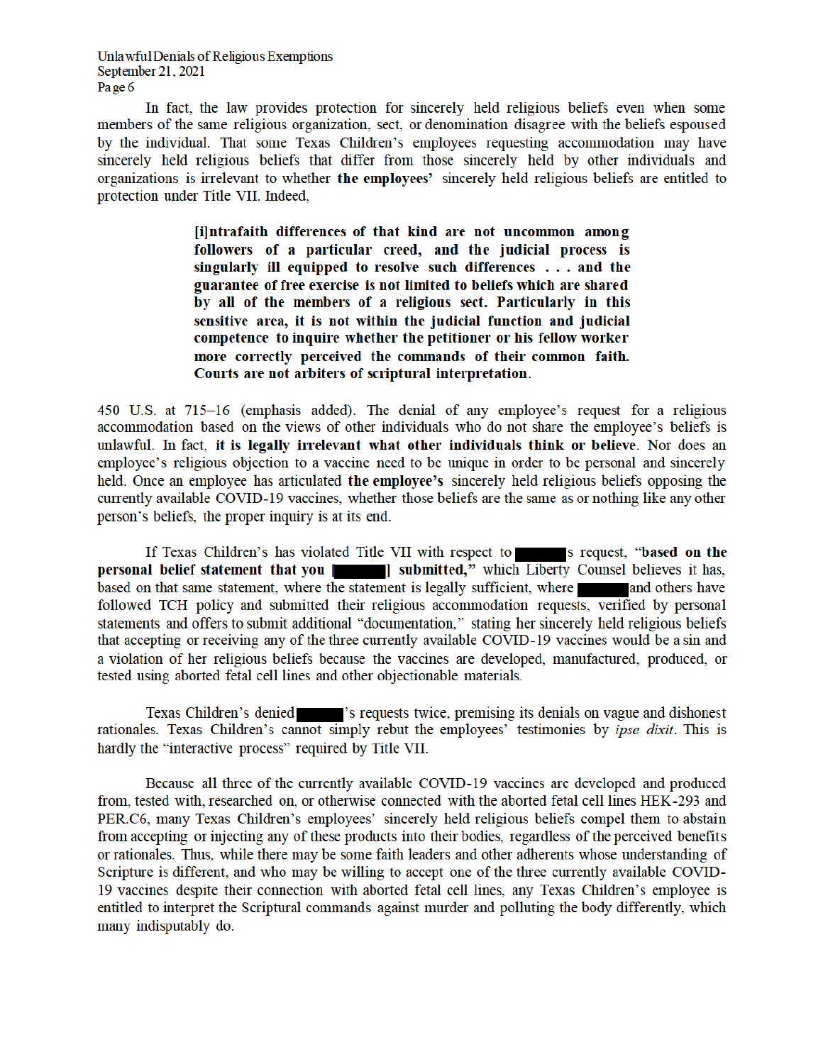In fact, the law provides protection for sincerely held religious beliefs even when some members of the same religious organization, sect, or denomination disagree with the beliefs espoused by the individual. That some Texas Children's employees requesting accommodation may have sincerely held religious beliefs that differ from those sincerely held by other individuals and organizations is irrelevant to whether **the employees'** sincerely held religious beliefs are entitled to protection under Title VII. Indeed,

> **[i]ntrafaith differences of that kind are not uncommon among followers of a particular creed, and the judicial process is singularly ill equipped to resolve such differences . . . and the guarantee of free exercise is not limited to beliefs which are shared by all of the members of a religious sect. Particularly in this sensitive area, it is not within the judicial function and judicial competence to inquire whether the petitioner or his fellow worker more correctly perceived the commands of their common faith. Courts are not arbiters of scriptural interpretation.**

450 U.S. at 715–16 (emphasis added). The denial of any employee's request for a religious accommodation based on the views of other individuals who do not share the employee's beliefs is unlawful. In fact, **it is legally irrelevant what other individuals think or believe**. Nor does an employee's religious objection to a vaccine need to be unique in order to be personal and sincerely held. Once an employee has articulated **the employee's** sincerely held religious beliefs opposing the currently available COVID-19 vaccines, whether those beliefs are the same as or nothing like any other person's beliefs, the proper inquiry is at its end.

If Texas Children's has violated Title VII with respect to ███'s request, "**based on the personal belief statement that you [███] submitted,**" which Liberty Counsel believes it has, based on that same statement, where the statement is legally sufficient, where ███ and others have followed TCH policy and submitted their religious accommodation requests, verified by personal statements and offers to submit additional "documentation," stating her sincerely held religious beliefs that accepting or receiving any of the three currently available COVID-19 vaccines would be a sin and a violation of her religious beliefs because the vaccines are developed, manufactured, produced, or tested using aborted fetal cell lines and other objectionable materials.

Texas Children's denied ███'s requests twice, premising its denials on vague and dishonest rationales. Texas Children's cannot simply rebut the employees' testimonies by *ipse dixit*. This is hardly the "interactive process" required by Title VII.

Because all three of the currently available COVID-19 vaccines are developed and produced from, tested with, researched on, or otherwise connected with the aborted fetal cell lines HEK-293 and PER.C6, many Texas Children's employees' sincerely held religious beliefs compel them to abstain from accepting or injecting any of these products into their bodies, regardless of the perceived benefits or rationales. Thus, while there may be some faith leaders and other adherents whose understanding of Scripture is different, and who may be willing to accept one of the three currently available COVID-19 vaccines despite their connection with aborted fetal cell lines, any Texas Children's employee is entitled to interpret the Scriptural commands against murder and polluting the body differently, which many indisputably do.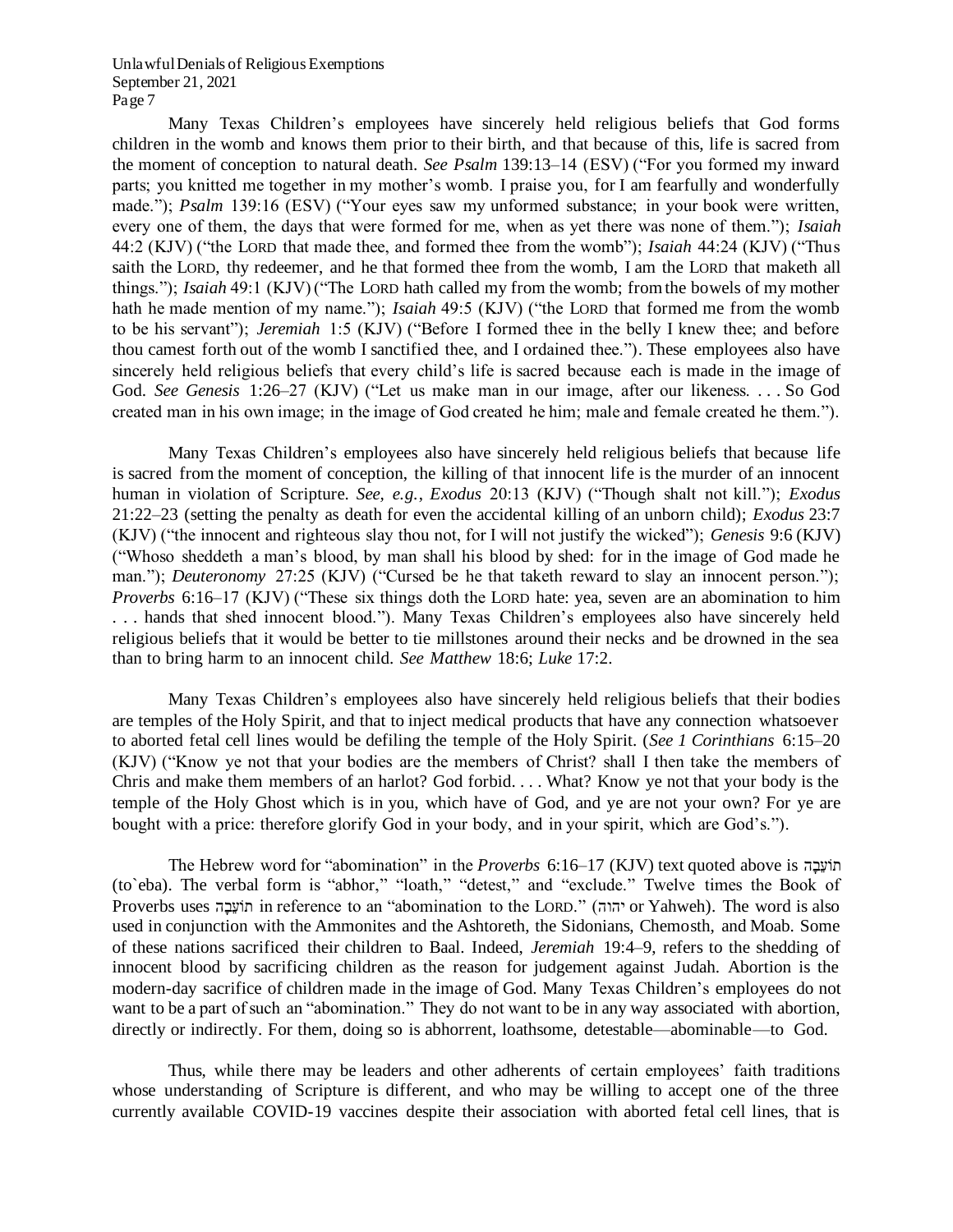Many Texas Children's employees have sincerely held religious beliefs that God forms children in the womb and knows them prior to their birth, and that because of this, life is sacred from the moment of conception to natural death. *See Psalm* 139:13–14 (ESV) ("For you formed my inward parts; you knitted me together in my mother's womb. I praise you, for I am fearfully and wonderfully made."); *Psalm* 139:16 (ESV) ("Your eyes saw my unformed substance; in your book were written, every one of them, the days that were formed for me, when as yet there was none of them."); *Isaiah* 44:2 (KJV) ("the LORD that made thee, and formed thee from the womb"); *Isaiah* 44:24 (KJV) ("Thus saith the LORD, thy redeemer, and he that formed thee from the womb, I am the LORD that maketh all things."); *Isaiah* 49:1 (KJV) ("The LORD hath called my from the womb; from the bowels of my mother hath he made mention of my name."); *Isaiah* 49:5 (KJV) ("the LORD that formed me from the womb to be his servant"); *Jeremiah* 1:5 (KJV) ("Before I formed thee in the belly I knew thee; and before thou camest forth out of the womb I sanctified thee, and I ordained thee."). These employees also have sincerely held religious beliefs that every child's life is sacred because each is made in the image of God. *See Genesis* 1:26–27 (KJV) ("Let us make man in our image, after our likeness. . . . So God created man in his own image; in the image of God created he him; male and female created he them.").

Many Texas Children's employees also have sincerely held religious beliefs that because life is sacred from the moment of conception, the killing of that innocent life is the murder of an innocent human in violation of Scripture. *See, e.g.*, *Exodus* 20:13 (KJV) ("Though shalt not kill."); *Exodus* 21:22–23 (setting the penalty as death for even the accidental killing of an unborn child); *Exodus* 23:7 (KJV) ("the innocent and righteous slay thou not, for I will not justify the wicked"); *Genesis* 9:6 (KJV) ("Whoso sheddeth a man's blood, by man shall his blood by shed: for in the image of God made he man."); *Deuteronomy* 27:25 (KJV) ("Cursed be he that taketh reward to slay an innocent person."); *Proverbs* 6:16–17 (KJV) ("These six things doth the LORD hate: yea, seven are an abomination to him . . . hands that shed innocent blood."). Many Texas Children's employees also have sincerely held religious beliefs that it would be better to tie millstones around their necks and be drowned in the sea than to bring harm to an innocent child. *See Matthew* 18:6; *Luke* 17:2.

Many Texas Children's employees also have sincerely held religious beliefs that their bodies are temples of the Holy Spirit, and that to inject medical products that have any connection whatsoever to aborted fetal cell lines would be defiling the temple of the Holy Spirit. (*See 1 Corinthians* 6:15–20 (KJV) ("Know ye not that your bodies are the members of Christ? shall I then take the members of Chris and make them members of an harlot? God forbid. . . . What? Know ye not that your body is the temple of the Holy Ghost which is in you, which have of God, and ye are not your own? For ye are bought with a price: therefore glorify God in your body, and in your spirit, which are God's.").

The Hebrew word for "abomination" in the *Proverbs* 6:16–17 (KJV) text quoted above is תּוֹעֵבָה (to`eba). The verbal form is "abhor," "loath," "detest," and "exclude." Twelve times the Book of Proverbs uses תּוֹעֵבָה in reference to an "abomination to the LORD." (יהוה or Yahweh). The word is also used in conjunction with the Ammonites and the Ashtoreth, the Sidonians, Chemosth, and Moab. Some of these nations sacrificed their children to Baal. Indeed, *Jeremiah* 19:4–9, refers to the shedding of innocent blood by sacrificing children as the reason for judgement against Judah. Abortion is the modern-day sacrifice of children made in the image of God. Many Texas Children's employees do not want to be a part of such an "abomination." They do not want to be in any way associated with abortion, directly or indirectly. For them, doing so is abhorrent, loathsome, detestable—abominable—to God.

Thus, while there may be leaders and other adherents of certain employees' faith traditions whose understanding of Scripture is different, and who may be willing to accept one of the three currently available COVID-19 vaccines despite their association with aborted fetal cell lines, that is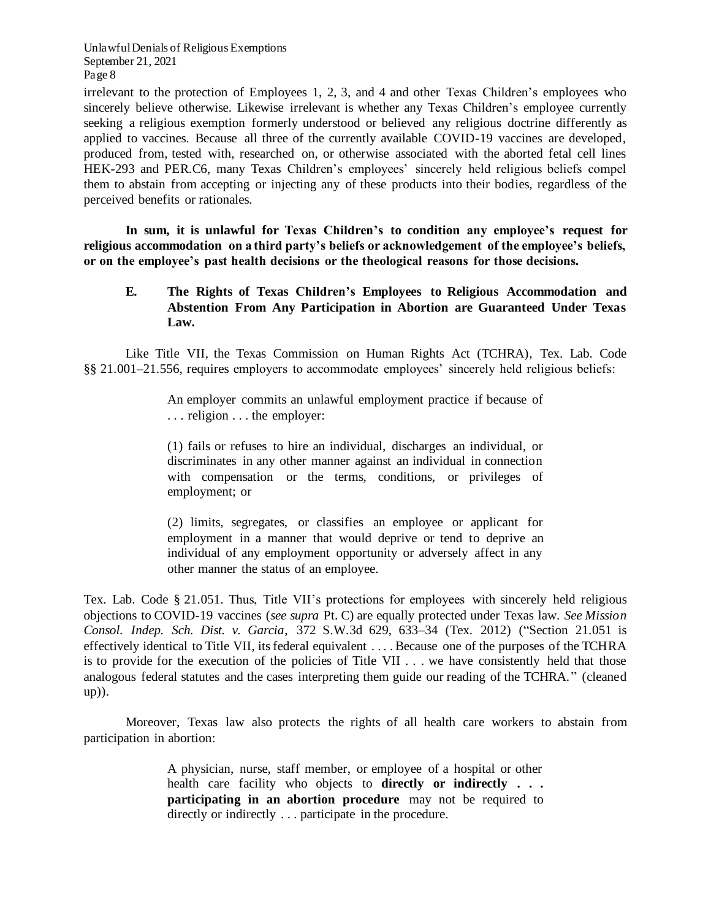irrelevant to the protection of Employees 1, 2, 3, and 4 and other Texas Children's employees who sincerely believe otherwise. Likewise irrelevant is whether any Texas Children's employee currently seeking a religious exemption formerly understood or believed any religious doctrine differently as applied to vaccines. Because all three of the currently available COVID-19 vaccines are developed, produced from, tested with, researched on, or otherwise associated with the aborted fetal cell lines HEK-293 and PER.C6, many Texas Children's employees' sincerely held religious beliefs compel them to abstain from accepting or injecting any of these products into their bodies, regardless of the perceived benefits or rationales.

**In sum, it is unlawful for Texas Children's to condition any employee's request for religious accommodation on a third party's beliefs or acknowledgement of the employee's beliefs, or on the employee's past health decisions or the theological reasons for those decisions.**

### E. The Rights of Texas Children's Employees to Religious Accommodation and Abstention From Any Participation in Abortion are Guaranteed Under Texas Law.

Like Title VII, the Texas Commission on Human Rights Act (TCHRA), Tex. Lab. Code §§ 21.001–21.556, requires employers to accommodate employees' sincerely held religious beliefs:

> An employer commits an unlawful employment practice if because of . . . religion . . . the employer:
>
> (1) fails or refuses to hire an individual, discharges an individual, or discriminates in any other manner against an individual in connection with compensation or the terms, conditions, or privileges of employment; or
>
> (2) limits, segregates, or classifies an employee or applicant for employment in a manner that would deprive or tend to deprive an individual of any employment opportunity or adversely affect in any other manner the status of an employee.

Tex. Lab. Code § 21.051. Thus, Title VII's protections for employees with sincerely held religious objections to COVID-19 vaccines (*see supra* Pt. C) are equally protected under Texas law. *See Mission Consol. Indep. Sch. Dist. v. Garcia*, 372 S.W.3d 629, 633–34 (Tex. 2012) ("Section 21.051 is effectively identical to Title VII, its federal equivalent . . . . Because one of the purposes of the TCHRA is to provide for the execution of the policies of Title VII . . . we have consistently held that those analogous federal statutes and the cases interpreting them guide our reading of the TCHRA." (cleaned up)).

Moreover, Texas law also protects the rights of all health care workers to abstain from participation in abortion:

> A physician, nurse, staff member, or employee of a hospital or other health care facility who objects to **directly or indirectly . . . participating in an abortion procedure** may not be required to directly or indirectly . . . participate in the procedure.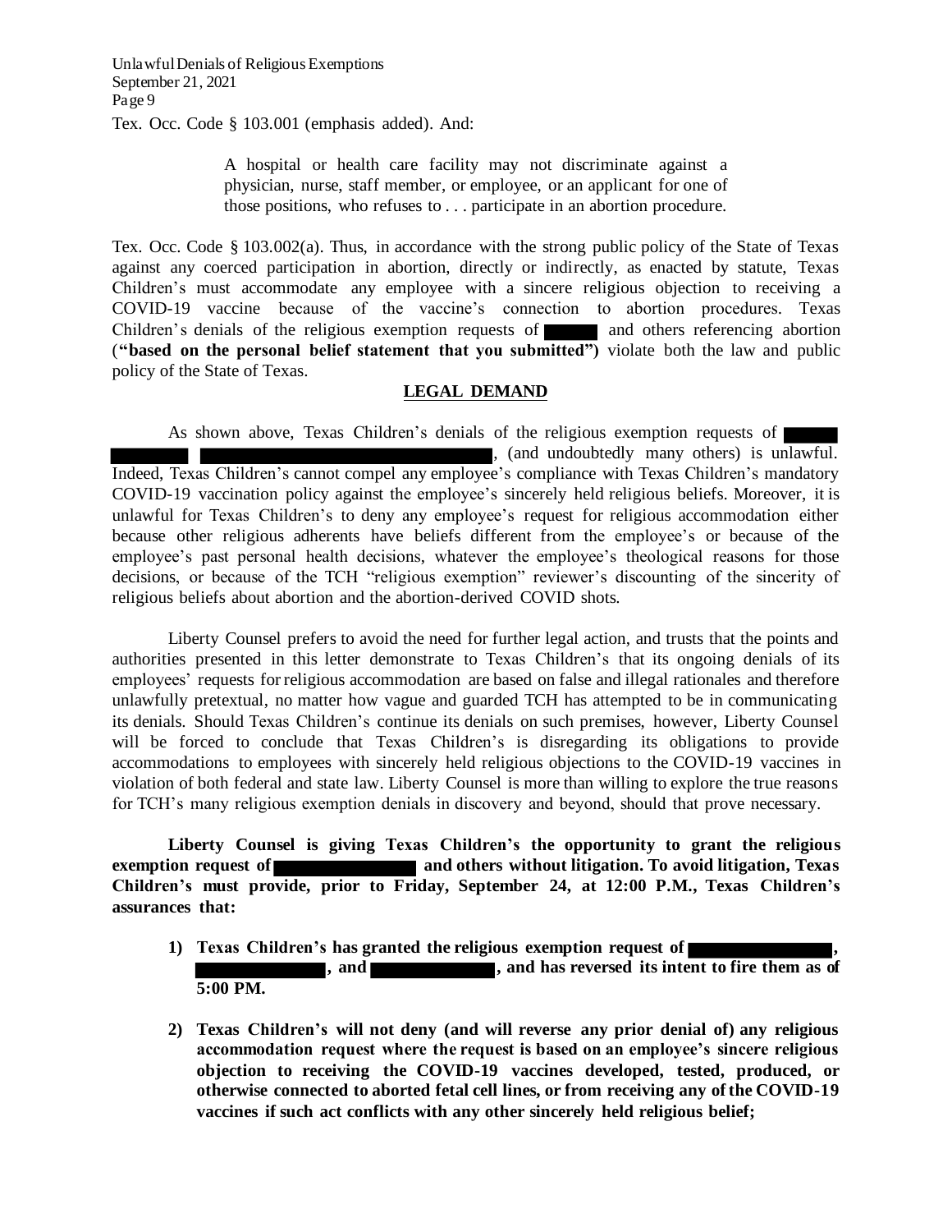Tex. Occ. Code § 103.001 (emphasis added). And:

> A hospital or health care facility may not discriminate against a physician, nurse, staff member, or employee, or an applicant for one of those positions, who refuses to . . . participate in an abortion procedure.

Tex. Occ. Code § 103.002(a). Thus, in accordance with the strong public policy of the State of Texas against any coerced participation in abortion, directly or indirectly, as enacted by statute, Texas Children's must accommodate any employee with a sincere religious objection to receiving a COVID-19 vaccine because of the vaccine's connection to abortion procedures. Texas Children's denials of the religious exemption requests of [REDACTED] and others referencing abortion (**"based on the personal belief statement that you submitted")** violate both the law and public policy of the State of Texas.

## LEGAL DEMAND

As shown above, Texas Children's denials of the religious exemption requests of [REDACTED] [REDACTED] [REDACTED], (and undoubtedly many others) is unlawful. Indeed, Texas Children's cannot compel any employee's compliance with Texas Children's mandatory COVID-19 vaccination policy against the employee's sincerely held religious beliefs. Moreover, it is unlawful for Texas Children's to deny any employee's request for religious accommodation either because other religious adherents have beliefs different from the employee's or because of the employee's past personal health decisions, whatever the employee's theological reasons for those decisions, or because of the TCH "religious exemption" reviewer's discounting of the sincerity of religious beliefs about abortion and the abortion-derived COVID shots.

Liberty Counsel prefers to avoid the need for further legal action, and trusts that the points and authorities presented in this letter demonstrate to Texas Children's that its ongoing denials of its employees' requests for religious accommodation are based on false and illegal rationales and therefore unlawfully pretextual, no matter how vague and guarded TCH has attempted to be in communicating its denials. Should Texas Children's continue its denials on such premises, however, Liberty Counsel will be forced to conclude that Texas Children's is disregarding its obligations to provide accommodations to employees with sincerely held religious objections to the COVID-19 vaccines in violation of both federal and state law. Liberty Counsel is more than willing to explore the true reasons for TCH's many religious exemption denials in discovery and beyond, should that prove necessary.

**Liberty Counsel is giving Texas Children's the opportunity to grant the religious exemption request of [REDACTED] and others without litigation. To avoid litigation, Texas Children's must provide, prior to Friday, September 24, at 12:00 P.M., Texas Children's assurances that:**

1) **Texas Children's has granted the religious exemption request of [REDACTED], [REDACTED], and [REDACTED], and has reversed its intent to fire them as of 5:00 PM.**

2) **Texas Children's will not deny (and will reverse any prior denial of) any religious accommodation request where the request is based on an employee's sincere religious objection to receiving the COVID-19 vaccines developed, tested, produced, or otherwise connected to aborted fetal cell lines, or from receiving any of the COVID-19 vaccines if such act conflicts with any other sincerely held religious belief;**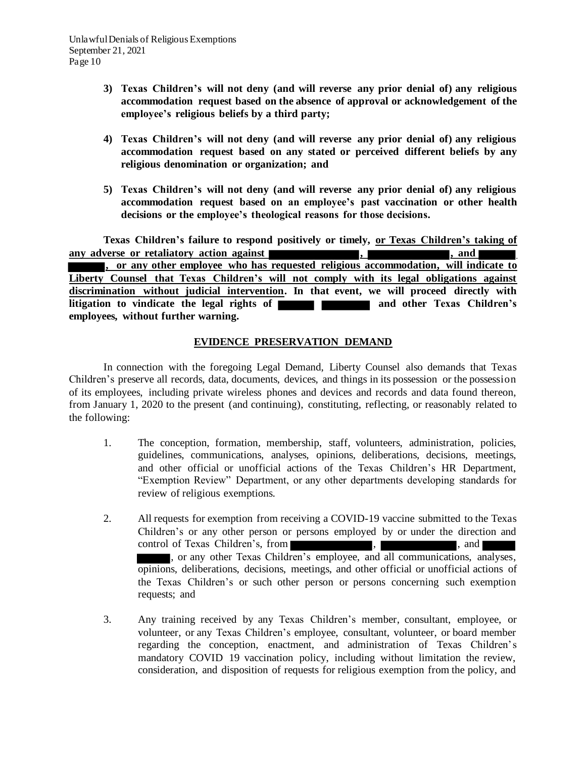3) **Texas Children's will not deny (and will reverse any prior denial of) any religious accommodation request based on the absence of approval or acknowledgement of the employee's religious beliefs by a third party;**

4) **Texas Children's will not deny (and will reverse any prior denial of) any religious accommodation request based on any stated or perceived different beliefs by any religious denomination or organization; and**

5) **Texas Children's will not deny (and will reverse any prior denial of) any religious accommodation request based on an employee's past vaccination or other health decisions or the employee's theological reasons for those decisions.**

**Texas Children's failure to respond positively or timely, <u>or Texas Children's taking of any adverse or retaliatory action against ███████, ███████, and ███ ███, or any other employee who has requested religious accommodation, will indicate to Liberty Counsel that Texas Children's will not comply with its legal obligations against discrimination without judicial intervention</u>. In that event, we will proceed directly with litigation to vindicate the legal rights of ███ ████ and other Texas Children's employees, without further warning.**

## <u>EVIDENCE PRESERVATION DEMAND</u>

In connection with the foregoing Legal Demand, Liberty Counsel also demands that Texas Children's preserve all records, data, documents, devices, and things in its possession or the possession of its employees, including private wireless phones and devices and records and data found thereon, from January 1, 2020 to the present (and continuing), constituting, reflecting, or reasonably related to the following:

1. The conception, formation, membership, staff, volunteers, administration, policies, guidelines, communications, analyses, opinions, deliberations, decisions, meetings, and other official or unofficial actions of the Texas Children's HR Department, "Exemption Review" Department, or any other departments developing standards for review of religious exemptions.

2. All requests for exemption from receiving a COVID-19 vaccine submitted to the Texas Children's or any other person or persons employed by or under the direction and control of Texas Children's, from ███████, ███████, and ███ ███, or any other Texas Children's employee, and all communications, analyses, opinions, deliberations, decisions, meetings, and other official or unofficial actions of the Texas Children's or such other person or persons concerning such exemption requests; and

3. Any training received by any Texas Children's member, consultant, employee, or volunteer, or any Texas Children's employee, consultant, volunteer, or board member regarding the conception, enactment, and administration of Texas Children's mandatory COVID 19 vaccination policy, including without limitation the review, consideration, and disposition of requests for religious exemption from the policy, and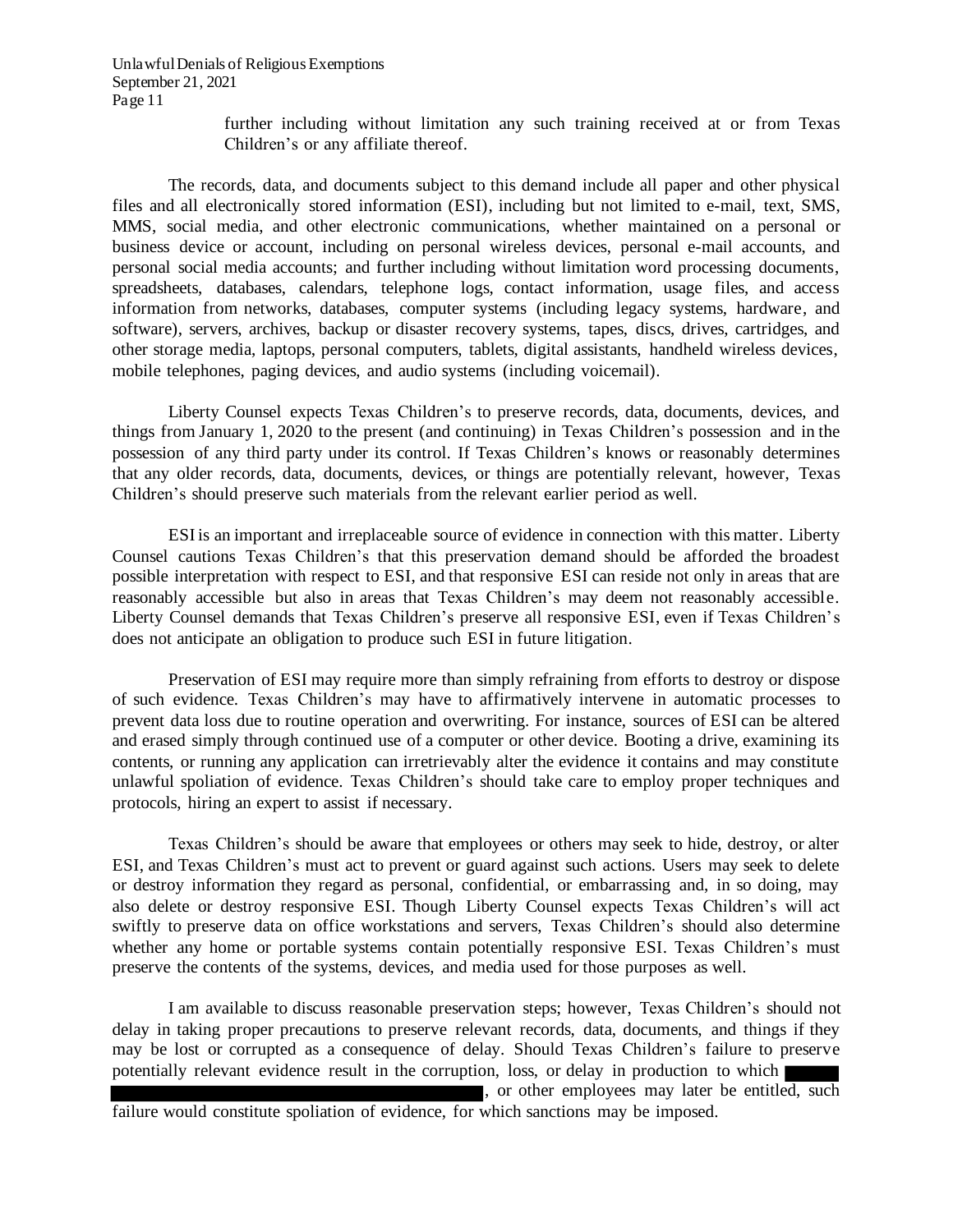further including without limitation any such training received at or from Texas Children's or any affiliate thereof.

The records, data, and documents subject to this demand include all paper and other physical files and all electronically stored information (ESI), including but not limited to e-mail, text, SMS, MMS, social media, and other electronic communications, whether maintained on a personal or business device or account, including on personal wireless devices, personal e-mail accounts, and personal social media accounts; and further including without limitation word processing documents, spreadsheets, databases, calendars, telephone logs, contact information, usage files, and access information from networks, databases, computer systems (including legacy systems, hardware, and software), servers, archives, backup or disaster recovery systems, tapes, discs, drives, cartridges, and other storage media, laptops, personal computers, tablets, digital assistants, handheld wireless devices, mobile telephones, paging devices, and audio systems (including voicemail).

Liberty Counsel expects Texas Children's to preserve records, data, documents, devices, and things from January 1, 2020 to the present (and continuing) in Texas Children's possession and in the possession of any third party under its control. If Texas Children's knows or reasonably determines that any older records, data, documents, devices, or things are potentially relevant, however, Texas Children's should preserve such materials from the relevant earlier period as well.

ESI is an important and irreplaceable source of evidence in connection with this matter. Liberty Counsel cautions Texas Children's that this preservation demand should be afforded the broadest possible interpretation with respect to ESI, and that responsive ESI can reside not only in areas that are reasonably accessible but also in areas that Texas Children's may deem not reasonably accessible. Liberty Counsel demands that Texas Children's preserve all responsive ESI, even if Texas Children's does not anticipate an obligation to produce such ESI in future litigation.

Preservation of ESI may require more than simply refraining from efforts to destroy or dispose of such evidence. Texas Children's may have to affirmatively intervene in automatic processes to prevent data loss due to routine operation and overwriting. For instance, sources of ESI can be altered and erased simply through continued use of a computer or other device. Booting a drive, examining its contents, or running any application can irretrievably alter the evidence it contains and may constitute unlawful spoliation of evidence. Texas Children's should take care to employ proper techniques and protocols, hiring an expert to assist if necessary.

Texas Children's should be aware that employees or others may seek to hide, destroy, or alter ESI, and Texas Children's must act to prevent or guard against such actions. Users may seek to delete or destroy information they regard as personal, confidential, or embarrassing and, in so doing, may also delete or destroy responsive ESI. Though Liberty Counsel expects Texas Children's will act swiftly to preserve data on office workstations and servers, Texas Children's should also determine whether any home or portable systems contain potentially responsive ESI. Texas Children's must preserve the contents of the systems, devices, and media used for those purposes as well.

I am available to discuss reasonable preservation steps; however, Texas Children's should not delay in taking proper precautions to preserve relevant records, data, documents, and things if they may be lost or corrupted as a consequence of delay. Should Texas Children's failure to preserve potentially relevant evidence result in the corruption, loss, or delay in production to which [REDACTED], or other employees may later be entitled, such failure would constitute spoliation of evidence, for which sanctions may be imposed.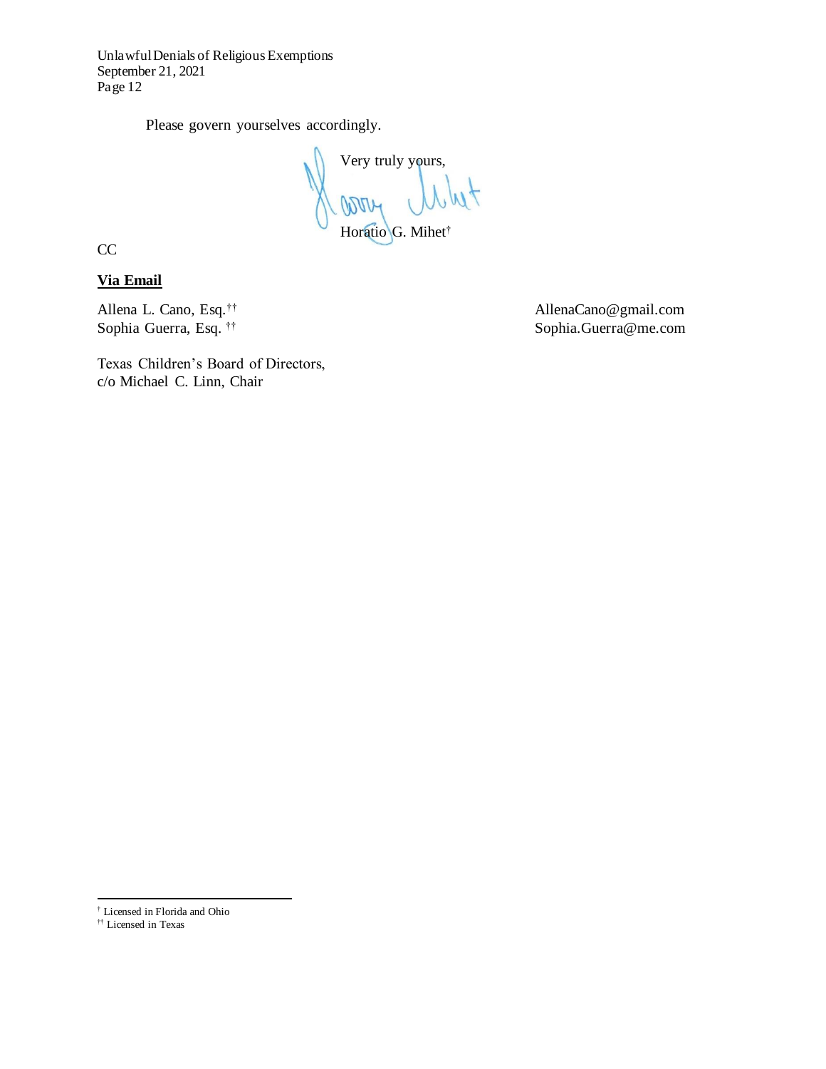Please govern yourselves accordingly.

Very truly yours,

Horatio G. Mihet[†]

CC

**Via Email**

Allena L. Cano, Esq.[††] AllenaCano@gmail.com
Sophia Guerra, Esq. [††] Sophia.Guerra@me.com

Texas Children's Board of Directors,
c/o Michael C. Linn, Chair

---

[†] Licensed in Florida and Ohio
[††] Licensed in Texas